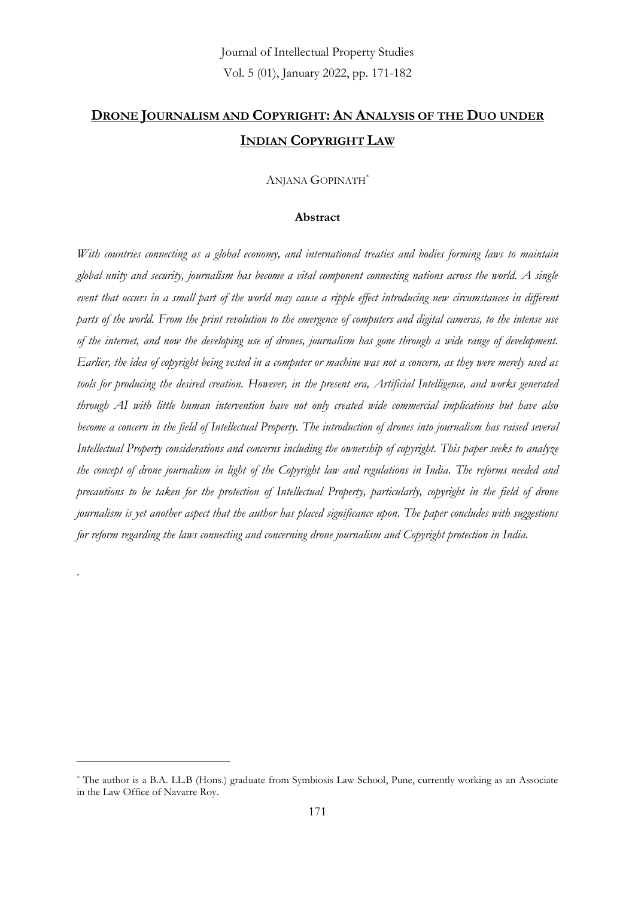# DRONE JOURNALISM AND COPYRIGHT: AN ANALYSIS OF THE DUO UNDER INDIAN COPYRIGHT LAW

ANJANA GOPINATH[*]

**Abstract**

*With countries connecting as a global economy, and international treaties and bodies forming laws to maintain global unity and security, journalism has become a vital component connecting nations across the world. A single event that occurs in a small part of the world may cause a ripple effect introducing new circumstances in different parts of the world. From the print revolution to the emergence of computers and digital cameras, to the intense use of the internet, and now the developing use of drones, journalism has gone through a wide range of development. Earlier, the idea of copyright being vested in a computer or machine was not a concern, as they were merely used as tools for producing the desired creation. However, in the present era, Artificial Intelligence, and works generated through AI with little human intervention have not only created wide commercial implications but have also become a concern in the field of Intellectual Property. The introduction of drones into journalism has raised several Intellectual Property considerations and concerns including the ownership of copyright. This paper seeks to analyze the concept of drone journalism in light of the Copyright law and regulations in India. The reforms needed and precautions to be taken for the protection of Intellectual Property, particularly, copyright in the field of drone journalism is yet another aspect that the author has placed significance upon. The paper concludes with suggestions for reform regarding the laws connecting and concerning drone journalism and Copyright protection in India.*

.

[*] The author is a B.A. LL.B (Hons.) graduate from Symbiosis Law School, Pune, currently working as an Associate in the Law Office of Navarre Roy.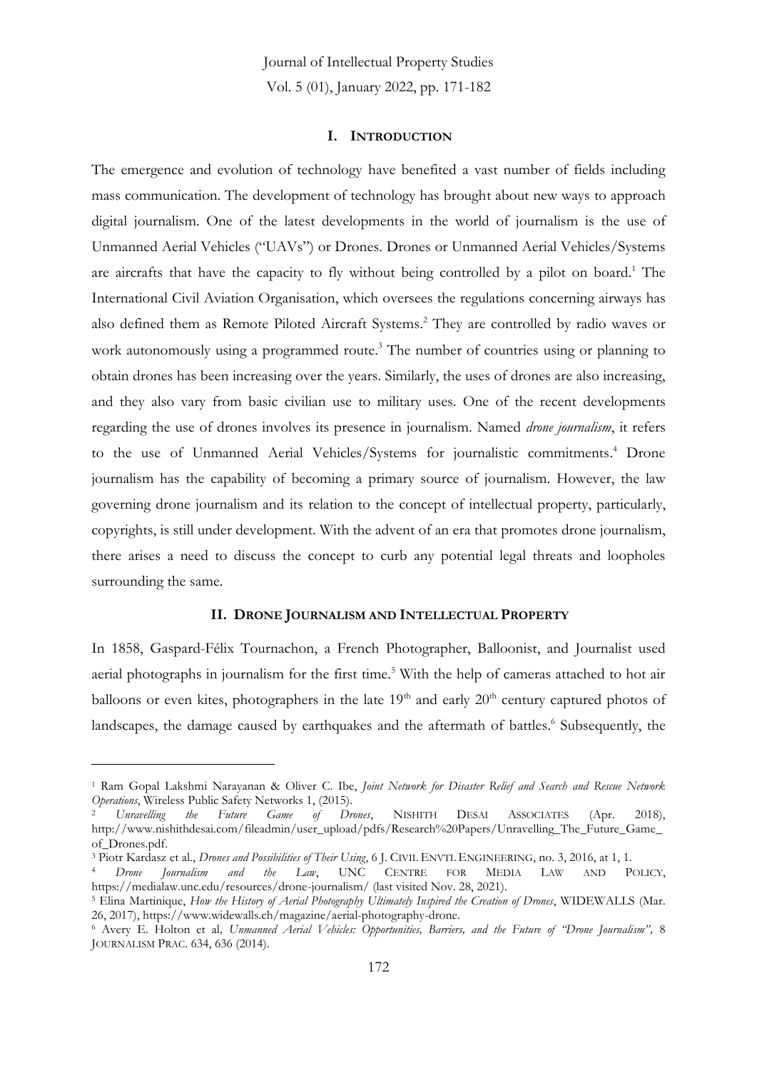## I. INTRODUCTION

The emergence and evolution of technology have benefited a vast number of fields including mass communication. The development of technology has brought about new ways to approach digital journalism. One of the latest developments in the world of journalism is the use of Unmanned Aerial Vehicles ("UAVs") or Drones. Drones or Unmanned Aerial Vehicles/Systems are aircrafts that have the capacity to fly without being controlled by a pilot on board.[1] The International Civil Aviation Organisation, which oversees the regulations concerning airways has also defined them as Remote Piloted Aircraft Systems.[2] They are controlled by radio waves or work autonomously using a programmed route.[3] The number of countries using or planning to obtain drones has been increasing over the years. Similarly, the uses of drones are also increasing, and they also vary from basic civilian use to military uses. One of the recent developments regarding the use of drones involves its presence in journalism. Named *drone journalism*, it refers to the use of Unmanned Aerial Vehicles/Systems for journalistic commitments.[4] Drone journalism has the capability of becoming a primary source of journalism. However, the law governing drone journalism and its relation to the concept of intellectual property, particularly, copyrights, is still under development. With the advent of an era that promotes drone journalism, there arises a need to discuss the concept to curb any potential legal threats and loopholes surrounding the same.

## II. DRONE JOURNALISM AND INTELLECTUAL PROPERTY

In 1858, Gaspard-Félix Tournachon, a French Photographer, Balloonist, and Journalist used aerial photographs in journalism for the first time.[5] With the help of cameras attached to hot air balloons or even kites, photographers in the late 19th and early 20th century captured photos of landscapes, the damage caused by earthquakes and the aftermath of battles.[6] Subsequently, the

---

[1] Ram Gopal Lakshmi Narayanan & Oliver C. Ibe, *Joint Network for Disaster Relief and Search and Rescue Network Operations*, Wireless Public Safety Networks 1, (2015).

[2] *Unravelling the Future Game of Drones*, NISHITH DESAI ASSOCIATES (Apr. 2018), http://www.nishithdesai.com/fileadmin/user_upload/pdfs/Research%20Papers/Unravelling_The_Future_Game_of_Drones.pdf.

[3] Piotr Kardasz et al., *Drones and Possibilities of Their Using*, 6 J. CIVIL ENVTL ENGINEERING, no. 3, 2016, at 1, 1.

[4] *Drone Journalism and the Law*, UNC CENTRE FOR MEDIA LAW AND POLICY, https://medialaw.unc.edu/resources/drone-journalism/ (last visited Nov. 28, 2021).

[5] Elina Martinique, *How the History of Aerial Photography Ultimately Inspired the Creation of Drones*, WIDEWALLS (Mar. 26, 2017), https://www.widewalls.ch/magazine/aerial-photography-drone.

[6] Avery E. Holton et al, *Unmanned Aerial Vehicles: Opportunities, Barriers, and the Future of "Drone Journalism"*, 8 JOURNALISM PRAC. 634, 636 (2014).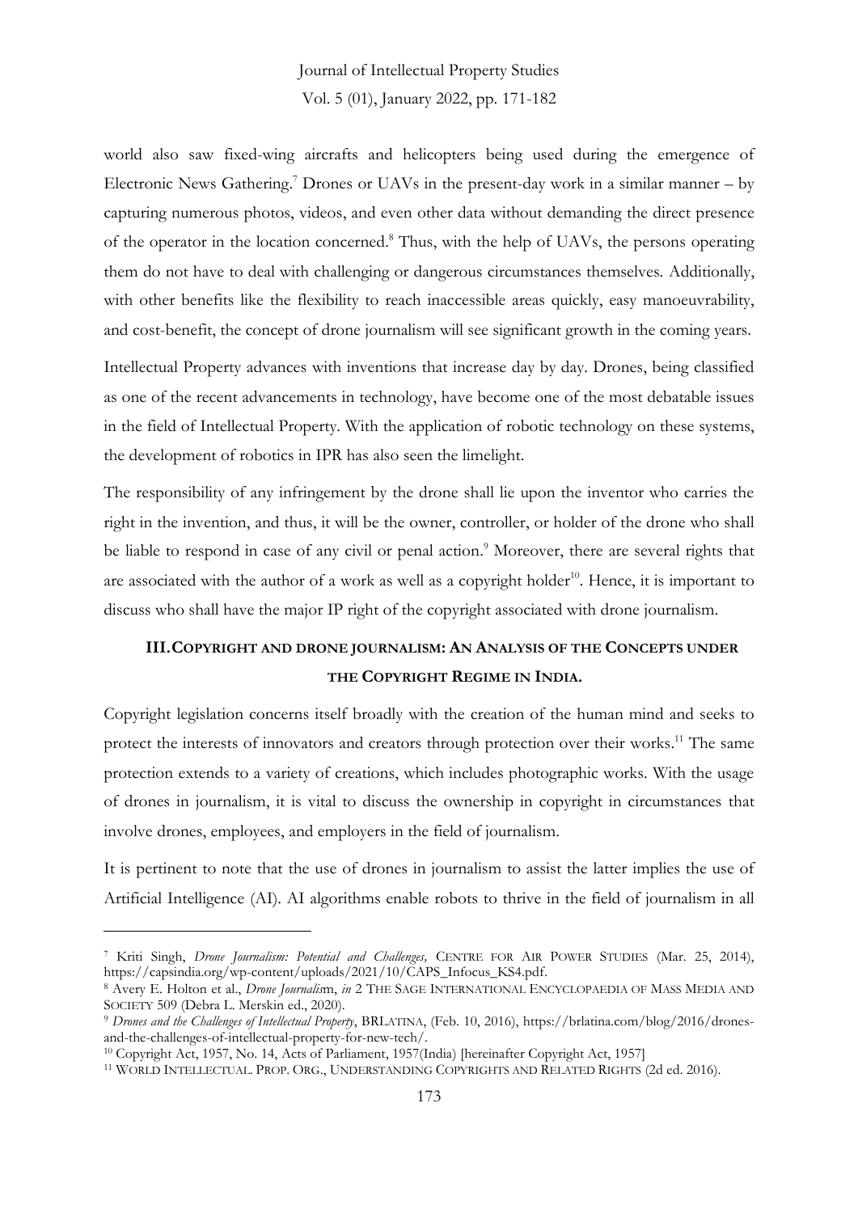world also saw fixed-wing aircrafts and helicopters being used during the emergence of Electronic News Gathering.[7] Drones or UAVs in the present-day work in a similar manner – by capturing numerous photos, videos, and even other data without demanding the direct presence of the operator in the location concerned.[8] Thus, with the help of UAVs, the persons operating them do not have to deal with challenging or dangerous circumstances themselves. Additionally, with other benefits like the flexibility to reach inaccessible areas quickly, easy manoeuvrability, and cost-benefit, the concept of drone journalism will see significant growth in the coming years.

Intellectual Property advances with inventions that increase day by day. Drones, being classified as one of the recent advancements in technology, have become one of the most debatable issues in the field of Intellectual Property. With the application of robotic technology on these systems, the development of robotics in IPR has also seen the limelight.

The responsibility of any infringement by the drone shall lie upon the inventor who carries the right in the invention, and thus, it will be the owner, controller, or holder of the drone who shall be liable to respond in case of any civil or penal action.[9] Moreover, there are several rights that are associated with the author of a work as well as a copyright holder[10]. Hence, it is important to discuss who shall have the major IP right of the copyright associated with drone journalism.

## III. COPYRIGHT AND DRONE JOURNALISM: AN ANALYSIS OF THE CONCEPTS UNDER THE COPYRIGHT REGIME IN INDIA.

Copyright legislation concerns itself broadly with the creation of the human mind and seeks to protect the interests of innovators and creators through protection over their works.[11] The same protection extends to a variety of creations, which includes photographic works. With the usage of drones in journalism, it is vital to discuss the ownership in copyright in circumstances that involve drones, employees, and employers in the field of journalism.

It is pertinent to note that the use of drones in journalism to assist the latter implies the use of Artificial Intelligence (AI). AI algorithms enable robots to thrive in the field of journalism in all

---

[7] Kriti Singh, *Drone Journalism: Potential and Challenges,* CENTRE FOR AIR POWER STUDIES (Mar. 25, 2014), https://capsindia.org/wp-content/uploads/2021/10/CAPS_Infocus_KS4.pdf.

[8] Avery E. Holton et al., *Drone Journalis*m, *in* 2 THE SAGE INTERNATIONAL ENCYCLOPAEDIA OF MASS MEDIA AND SOCIETY 509 (Debra L. Merskin ed., 2020).

[9] *Drones and the Challenges of Intellectual Property*, BRLATINA, (Feb. 10, 2016), https://brlatina.com/blog/2016/drones-and-the-challenges-of-intellectual-property-for-new-tech/.

[10] Copyright Act, 1957, No. 14, Acts of Parliament, 1957(India) [hereinafter Copyright Act, 1957]

[11] WORLD INTELLECTUAL PROP. ORG., UNDERSTANDING COPYRIGHTS AND RELATED RIGHTS (2d ed. 2016).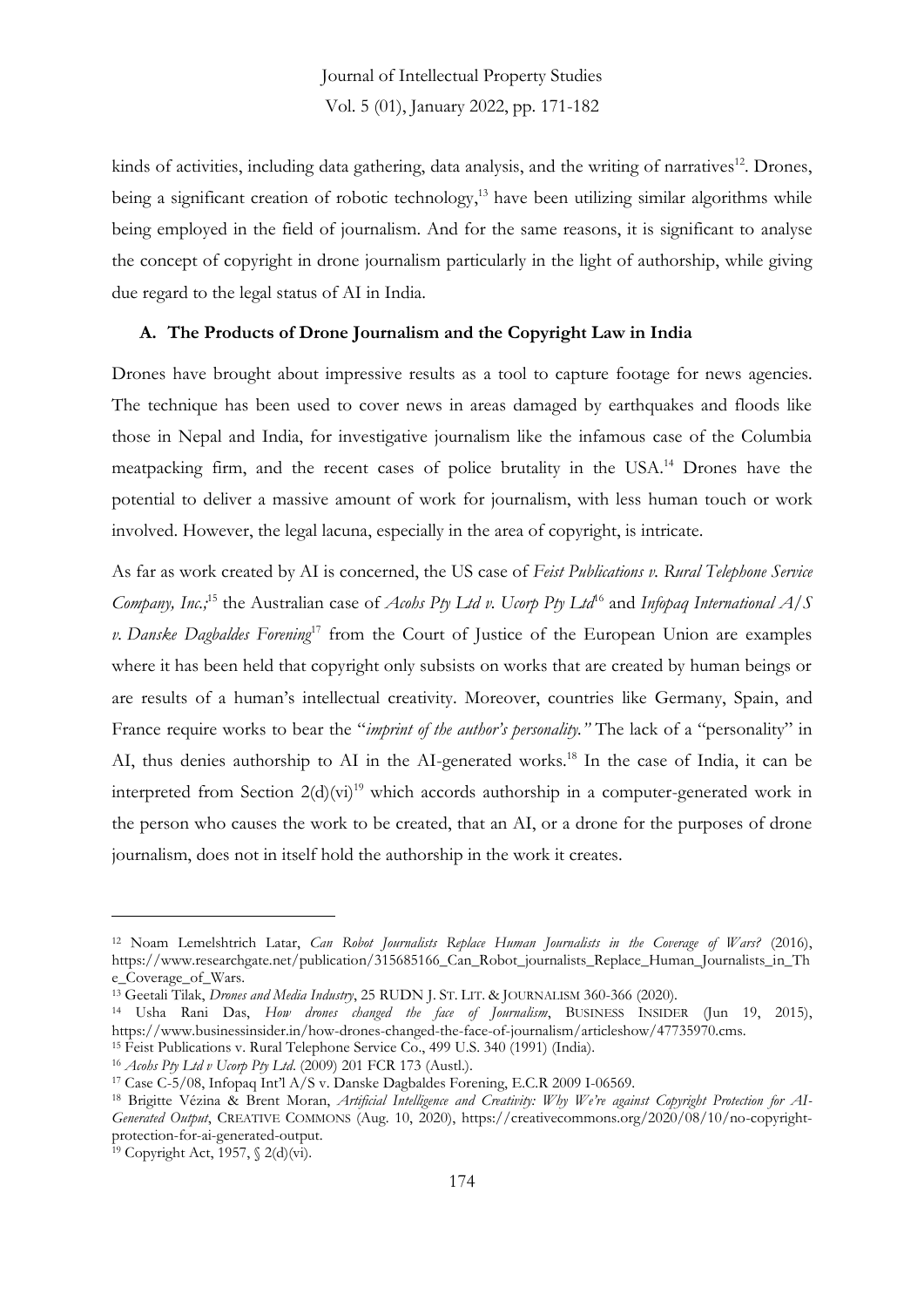kinds of activities, including data gathering, data analysis, and the writing of narratives[12]. Drones, being a significant creation of robotic technology,[13] have been utilizing similar algorithms while being employed in the field of journalism. And for the same reasons, it is significant to analyse the concept of copyright in drone journalism particularly in the light of authorship, while giving due regard to the legal status of AI in India.

### A. The Products of Drone Journalism and the Copyright Law in India

Drones have brought about impressive results as a tool to capture footage for news agencies. The technique has been used to cover news in areas damaged by earthquakes and floods like those in Nepal and India, for investigative journalism like the infamous case of the Columbia meatpacking firm, and the recent cases of police brutality in the USA.[14] Drones have the potential to deliver a massive amount of work for journalism, with less human touch or work involved. However, the legal lacuna, especially in the area of copyright, is intricate.

As far as work created by AI is concerned, the US case of *Feist Publications v. Rural Telephone Service Company, Inc.;*[15] the Australian case of *Acohs Pty Ltd v. Ucorp Pty Ltd*[16] and *Infopaq International A/S v. Danske Dagbaldes Forening*[17] from the Court of Justice of the European Union are examples where it has been held that copyright only subsists on works that are created by human beings or are results of a human's intellectual creativity. Moreover, countries like Germany, Spain, and France require works to bear the "*imprint of the author's personality.*" The lack of a "personality" in AI, thus denies authorship to AI in the AI-generated works.[18] In the case of India, it can be interpreted from Section 2(d)(vi)[19] which accords authorship in a computer-generated work in the person who causes the work to be created, that an AI, or a drone for the purposes of drone journalism, does not in itself hold the authorship in the work it creates.

---

[12] Noam Lemelshtrich Latar, *Can Robot Journalists Replace Human Journalists in the Coverage of Wars?* (2016), https://www.researchgate.net/publication/315685166_Can_Robot_journalists_Replace_Human_Journalists_in_The_Coverage_of_Wars.

[13] Geetali Tilak, *Drones and Media Industry*, 25 RUDN J. ST. LIT. & JOURNALISM 360-366 (2020).

[14] Usha Rani Das, *How drones changed the face of Journalism*, BUSINESS INSIDER (Jun 19, 2015), https://www.businessinsider.in/how-drones-changed-the-face-of-journalism/articleshow/47735970.cms.

[15] Feist Publications v. Rural Telephone Service Co., 499 U.S. 340 (1991) (India).

[16] *Acohs Pty Ltd v Ucorp Pty Ltd.* (2009) 201 FCR 173 (Austl.).

[17] Case C-5/08, Infopaq Int'l A/S v. Danske Dagbaldes Forening, E.C.R 2009 I-06569.

[18] Brigitte Vézina & Brent Moran, *Artificial Intelligence and Creativity: Why We're against Copyright Protection for AI-Generated Output*, CREATIVE COMMONS (Aug. 10, 2020), https://creativecommons.org/2020/08/10/no-copyright-protection-for-ai-generated-output.

[19] Copyright Act, 1957, § 2(d)(vi).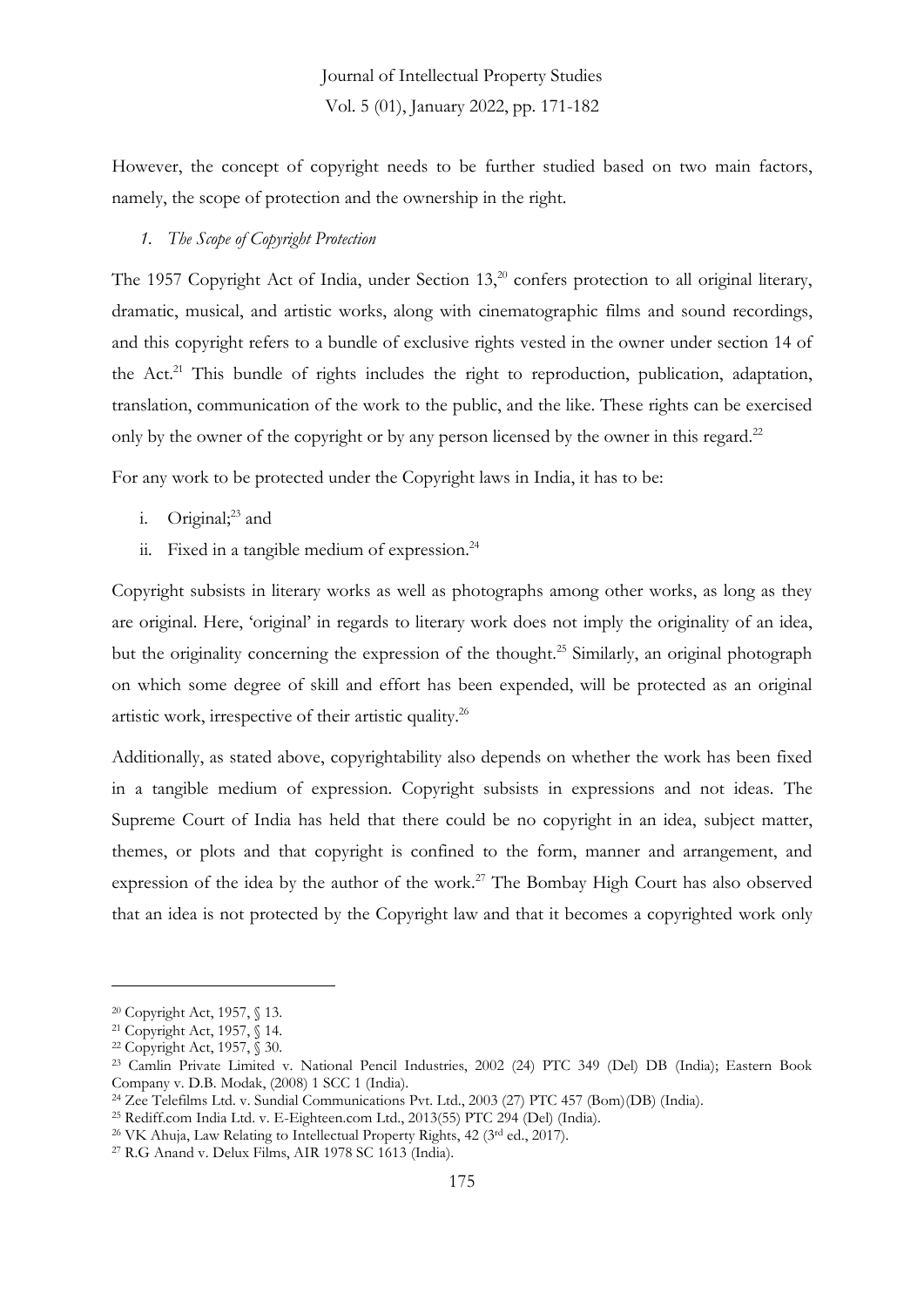However, the concept of copyright needs to be further studied based on two main factors, namely, the scope of protection and the ownership in the right.

*1. The Scope of Copyright Protection*

The 1957 Copyright Act of India, under Section 13,[20] confers protection to all original literary, dramatic, musical, and artistic works, along with cinematographic films and sound recordings, and this copyright refers to a bundle of exclusive rights vested in the owner under section 14 of the Act.[21] This bundle of rights includes the right to reproduction, publication, adaptation, translation, communication of the work to the public, and the like. These rights can be exercised only by the owner of the copyright or by any person licensed by the owner in this regard.[22]

For any work to be protected under the Copyright laws in India, it has to be:

i. Original;[23] and
ii. Fixed in a tangible medium of expression.[24]

Copyright subsists in literary works as well as photographs among other works, as long as they are original. Here, 'original' in regards to literary work does not imply the originality of an idea, but the originality concerning the expression of the thought.[25] Similarly, an original photograph on which some degree of skill and effort has been expended, will be protected as an original artistic work, irrespective of their artistic quality.[26]

Additionally, as stated above, copyrightability also depends on whether the work has been fixed in a tangible medium of expression. Copyright subsists in expressions and not ideas. The Supreme Court of India has held that there could be no copyright in an idea, subject matter, themes, or plots and that copyright is confined to the form, manner and arrangement, and expression of the idea by the author of the work.[27] The Bombay High Court has also observed that an idea is not protected by the Copyright law and that it becomes a copyrighted work only

---

[20] Copyright Act, 1957, § 13.
[21] Copyright Act, 1957, § 14.
[22] Copyright Act, 1957, § 30.
[23] Camlin Private Limited v. National Pencil Industries, 2002 (24) PTC 349 (Del) DB (India); Eastern Book Company v. D.B. Modak, (2008) 1 SCC 1 (India).
[24] Zee Telefilms Ltd. v. Sundial Communications Pvt. Ltd., 2003 (27) PTC 457 (Bom)(DB) (India).
[25] Rediff.com India Ltd. v. E-Eighteen.com Ltd., 2013(55) PTC 294 (Del) (India).
[26] VK Ahuja, Law Relating to Intellectual Property Rights, 42 (3rd ed., 2017).
[27] R.G Anand v. Delux Films, AIR 1978 SC 1613 (India).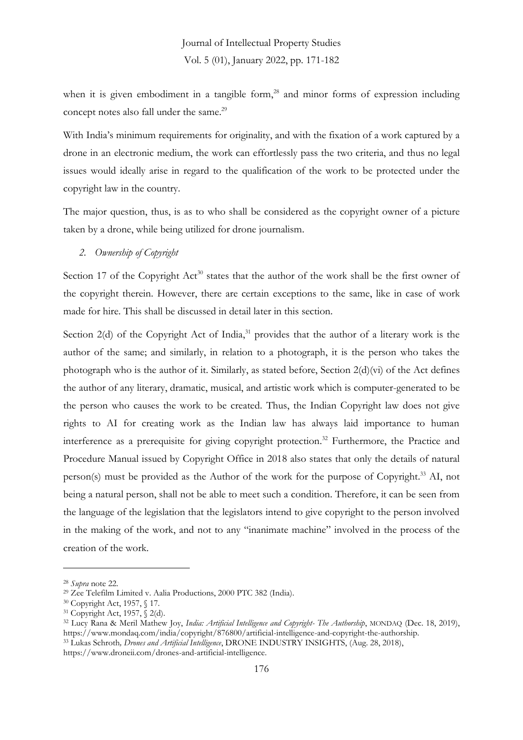when it is given embodiment in a tangible form,[28] and minor forms of expression including concept notes also fall under the same.[29]

With India's minimum requirements for originality, and with the fixation of a work captured by a drone in an electronic medium, the work can effortlessly pass the two criteria, and thus no legal issues would ideally arise in regard to the qualification of the work to be protected under the copyright law in the country.

The major question, thus, is as to who shall be considered as the copyright owner of a picture taken by a drone, while being utilized for drone journalism.

*2. Ownership of Copyright*

Section 17 of the Copyright Act[30] states that the author of the work shall be the first owner of the copyright therein. However, there are certain exceptions to the same, like in case of work made for hire. This shall be discussed in detail later in this section.

Section 2(d) of the Copyright Act of India,[31] provides that the author of a literary work is the author of the same; and similarly, in relation to a photograph, it is the person who takes the photograph who is the author of it. Similarly, as stated before, Section 2(d)(vi) of the Act defines the author of any literary, dramatic, musical, and artistic work which is computer-generated to be the person who causes the work to be created. Thus, the Indian Copyright law does not give rights to AI for creating work as the Indian law has always laid importance to human interference as a prerequisite for giving copyright protection.[32] Furthermore, the Practice and Procedure Manual issued by Copyright Office in 2018 also states that only the details of natural person(s) must be provided as the Author of the work for the purpose of Copyright.[33] AI, not being a natural person, shall not be able to meet such a condition. Therefore, it can be seen from the language of the legislation that the legislators intend to give copyright to the person involved in the making of the work, and not to any "inanimate machine" involved in the process of the creation of the work.

---

[28] *Supra* note 22.

[29] Zee Telefilm Limited v. Aalia Productions, 2000 PTC 382 (India).

[30] Copyright Act, 1957, § 17.

[31] Copyright Act, 1957, § 2(d).

[32] Lucy Rana & Meril Mathew Joy, *India: Artificial Intelligence and Copyright- The Authorship*, MONDAQ (Dec. 18, 2019), https://www.mondaq.com/india/copyright/876800/artificial-intelligence-and-copyright-the-authorship.

[33] Lukas Schroth*, Drones and Artificial Intelligence*, DRONE INDUSTRY INSIGHTS, (Aug. 28, 2018), https://www.droneii.com/drones-and-artificial-intelligence.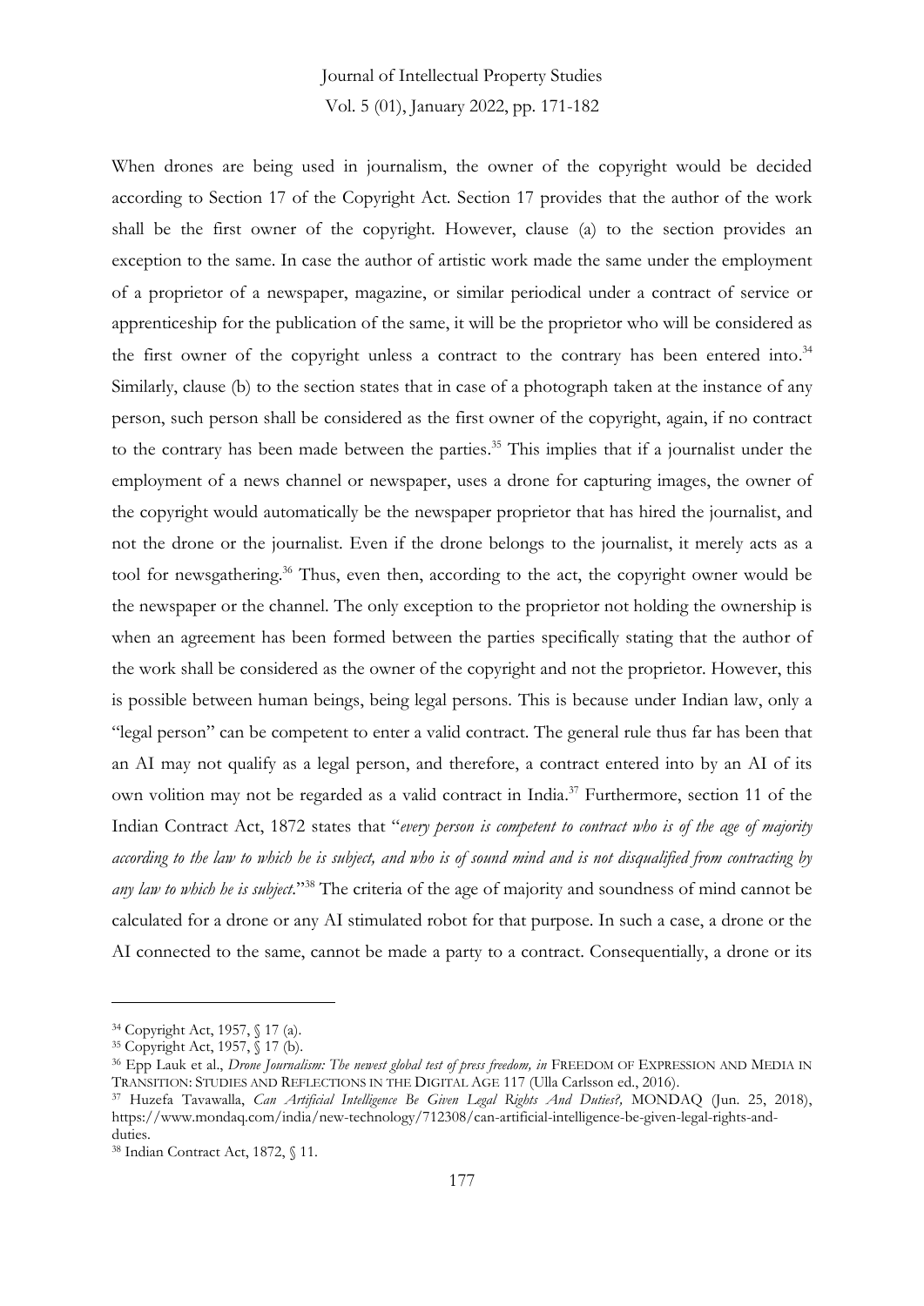When drones are being used in journalism, the owner of the copyright would be decided according to Section 17 of the Copyright Act. Section 17 provides that the author of the work shall be the first owner of the copyright. However, clause (a) to the section provides an exception to the same. In case the author of artistic work made the same under the employment of a proprietor of a newspaper, magazine, or similar periodical under a contract of service or apprenticeship for the publication of the same, it will be the proprietor who will be considered as the first owner of the copyright unless a contract to the contrary has been entered into.[34] Similarly, clause (b) to the section states that in case of a photograph taken at the instance of any person, such person shall be considered as the first owner of the copyright, again, if no contract to the contrary has been made between the parties.[35] This implies that if a journalist under the employment of a news channel or newspaper, uses a drone for capturing images, the owner of the copyright would automatically be the newspaper proprietor that has hired the journalist, and not the drone or the journalist. Even if the drone belongs to the journalist, it merely acts as a tool for newsgathering.[36] Thus, even then, according to the act, the copyright owner would be the newspaper or the channel. The only exception to the proprietor not holding the ownership is when an agreement has been formed between the parties specifically stating that the author of the work shall be considered as the owner of the copyright and not the proprietor. However, this is possible between human beings, being legal persons. This is because under Indian law, only a "legal person" can be competent to enter a valid contract. The general rule thus far has been that an AI may not qualify as a legal person, and therefore, a contract entered into by an AI of its own volition may not be regarded as a valid contract in India.[37] Furthermore, section 11 of the Indian Contract Act, 1872 states that "*every person is competent to contract who is of the age of majority according to the law to which he is subject, and who is of sound mind and is not disqualified from contracting by any law to which he is subject*."[38] The criteria of the age of majority and soundness of mind cannot be calculated for a drone or any AI stimulated robot for that purpose. In such a case, a drone or the AI connected to the same, cannot be made a party to a contract. Consequentially, a drone or its

---

[34] Copyright Act, 1957, § 17 (a).

[35] Copyright Act, 1957, § 17 (b).

[36] Epp Lauk et al., *Drone Journalism: The newest global test of press freedom, in* FREEDOM OF EXPRESSION AND MEDIA IN TRANSITION: STUDIES AND REFLECTIONS IN THE DIGITAL AGE 117 (Ulla Carlsson ed., 2016).

[37] Huzefa Tavawalla, *Can Artificial Intelligence Be Given Legal Rights And Duties?,* MONDAQ (Jun. 25, 2018), https://www.mondaq.com/india/new-technology/712308/can-artificial-intelligence-be-given-legal-rights-and-duties.

[38] Indian Contract Act, 1872, § 11.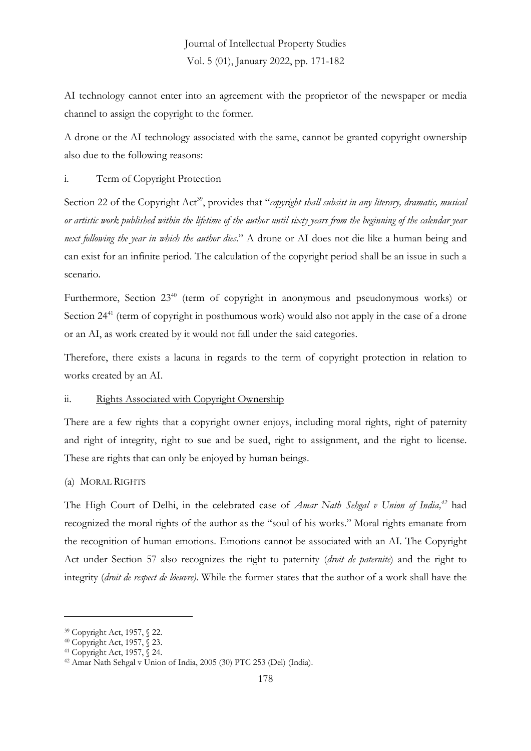AI technology cannot enter into an agreement with the proprietor of the newspaper or media channel to assign the copyright to the former.

A drone or the AI technology associated with the same, cannot be granted copyright ownership also due to the following reasons:

i. <u>Term of Copyright Protection</u>

Section 22 of the Copyright Act[39], provides that "*copyright shall subsist in any literary, dramatic, musical or artistic work published within the lifetime of the author until sixty years from the beginning of the calendar year next following the year in which the author dies*." A drone or AI does not die like a human being and can exist for an infinite period. The calculation of the copyright period shall be an issue in such a scenario.

Furthermore, Section 23[40] (term of copyright in anonymous and pseudonymous works) or Section 24[41] (term of copyright in posthumous work) would also not apply in the case of a drone or an AI, as work created by it would not fall under the said categories.

Therefore, there exists a lacuna in regards to the term of copyright protection in relation to works created by an AI.

ii. <u>Rights Associated with Copyright Ownership</u>

There are a few rights that a copyright owner enjoys, including moral rights, right of paternity and right of integrity, right to sue and be sued, right to assignment, and the right to license. These are rights that can only be enjoyed by human beings.

(a) MORAL RIGHTS

The High Court of Delhi, in the celebrated case of *Amar Nath Sehgal v Union of India,*[42] had recognized the moral rights of the author as the "soul of his works." Moral rights emanate from the recognition of human emotions. Emotions cannot be associated with an AI. The Copyright Act under Section 57 also recognizes the right to paternity (*droit de paternite*) and the right to integrity (*droit de respect de lóeuvre)*. While the former states that the author of a work shall have the

---

[39] Copyright Act, 1957, § 22.

[40] Copyright Act, 1957, § 23.

[41] Copyright Act, 1957, § 24.

[42] Amar Nath Sehgal v Union of India, 2005 (30) PTC 253 (Del) (India).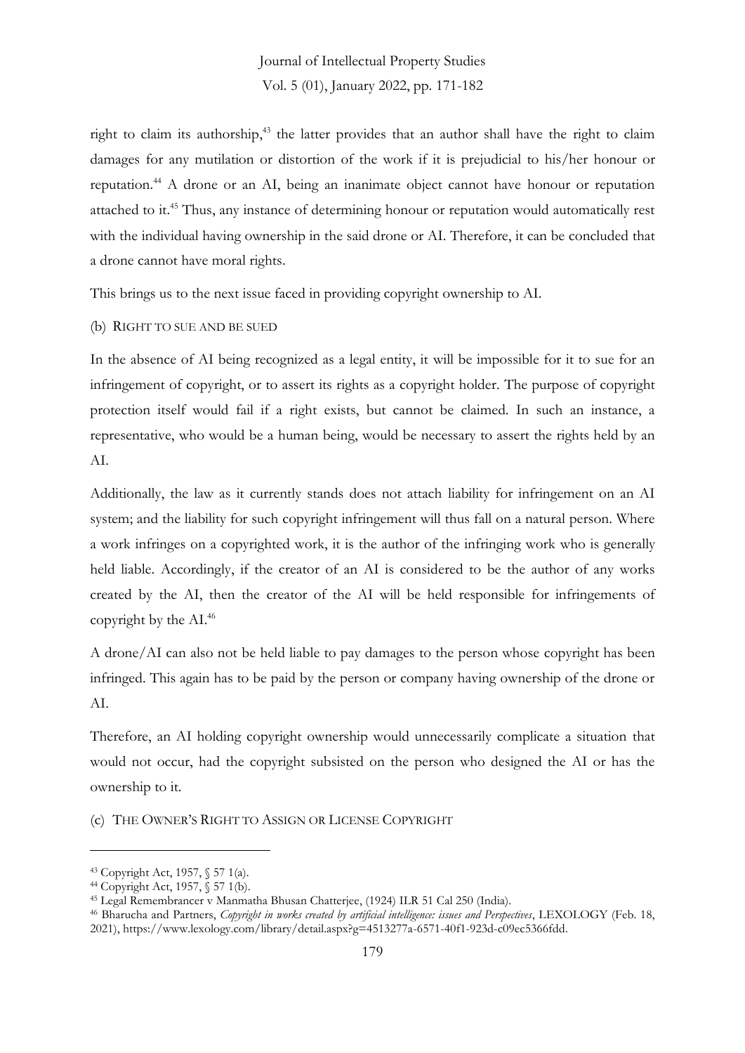right to claim its authorship,[43] the latter provides that an author shall have the right to claim damages for any mutilation or distortion of the work if it is prejudicial to his/her honour or reputation.[44] A drone or an AI, being an inanimate object cannot have honour or reputation attached to it.[45] Thus, any instance of determining honour or reputation would automatically rest with the individual having ownership in the said drone or AI. Therefore, it can be concluded that a drone cannot have moral rights.

This brings us to the next issue faced in providing copyright ownership to AI.

### (b) Right to Sue and Be Sued

In the absence of AI being recognized as a legal entity, it will be impossible for it to sue for an infringement of copyright, or to assert its rights as a copyright holder. The purpose of copyright protection itself would fail if a right exists, but cannot be claimed. In such an instance, a representative, who would be a human being, would be necessary to assert the rights held by an AI.

Additionally, the law as it currently stands does not attach liability for infringement on an AI system; and the liability for such copyright infringement will thus fall on a natural person. Where a work infringes on a copyrighted work, it is the author of the infringing work who is generally held liable. Accordingly, if the creator of an AI is considered to be the author of any works created by the AI, then the creator of the AI will be held responsible for infringements of copyright by the AI.[46]

A drone/AI can also not be held liable to pay damages to the person whose copyright has been infringed. This again has to be paid by the person or company having ownership of the drone or AI.

Therefore, an AI holding copyright ownership would unnecessarily complicate a situation that would not occur, had the copyright subsisted on the person who designed the AI or has the ownership to it.

### (c) The Owner's Right to Assign or License Copyright

---

[43] Copyright Act, 1957, § 57 1(a).

[44] Copyright Act, 1957, § 57 1(b).

[45] Legal Remembrancer v Manmatha Bhusan Chatterjee, (1924) ILR 51 Cal 250 (India).

[46] Bharucha and Partners, *Copyright in works created by artificial intelligence: issues and Perspectives*, LEXOLOGY (Feb. 18, 2021), https://www.lexology.com/library/detail.aspx?g=4513277a-6571-40f1-923d-c09ec5366fdd.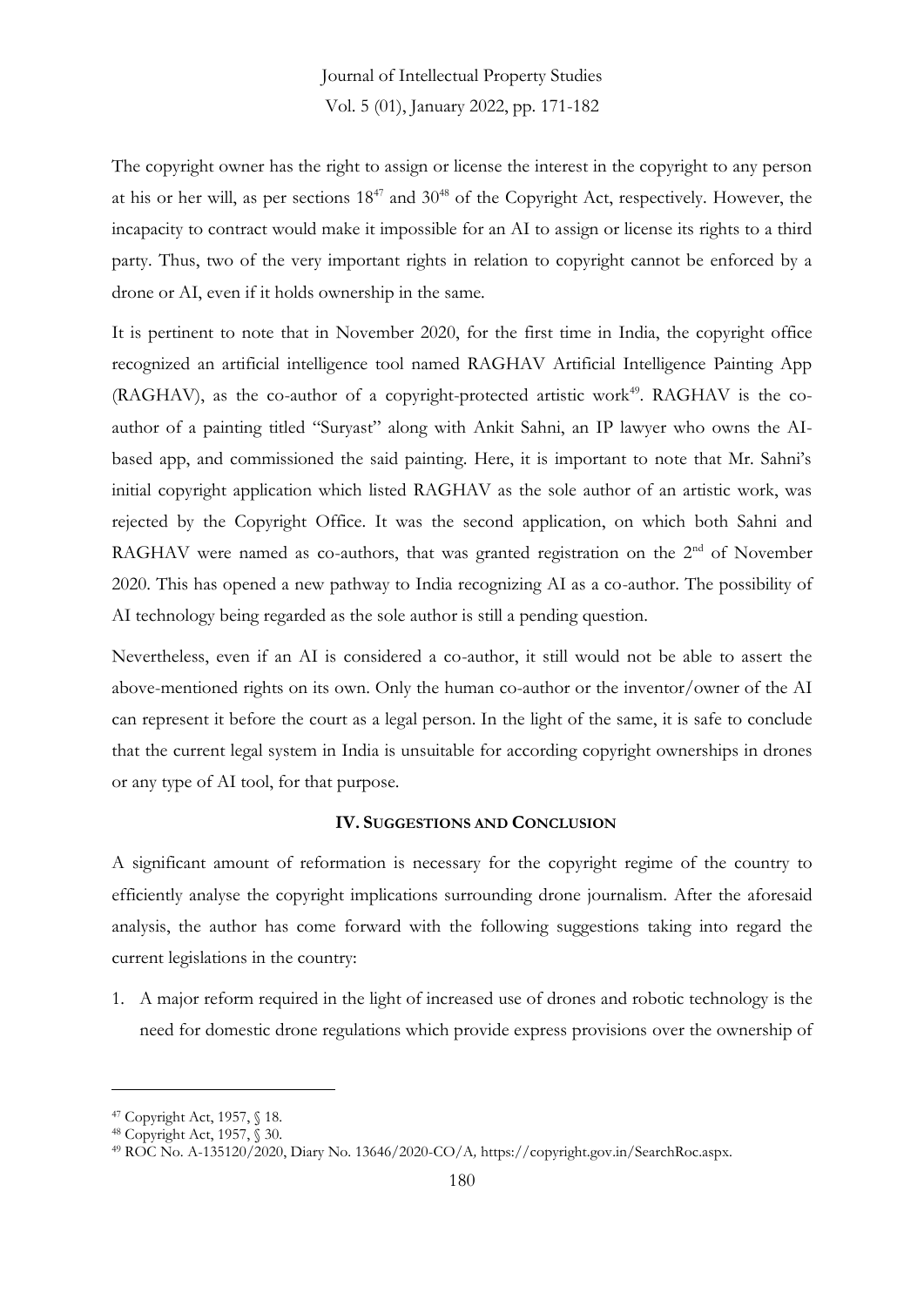The copyright owner has the right to assign or license the interest in the copyright to any person at his or her will, as per sections 18[47] and 30[48] of the Copyright Act, respectively. However, the incapacity to contract would make it impossible for an AI to assign or license its rights to a third party. Thus, two of the very important rights in relation to copyright cannot be enforced by a drone or AI, even if it holds ownership in the same.

It is pertinent to note that in November 2020, for the first time in India, the copyright office recognized an artificial intelligence tool named RAGHAV Artificial Intelligence Painting App (RAGHAV), as the co-author of a copyright-protected artistic work[49]. RAGHAV is the co-author of a painting titled "Suryast" along with Ankit Sahni, an IP lawyer who owns the AI-based app, and commissioned the said painting. Here, it is important to note that Mr. Sahni's initial copyright application which listed RAGHAV as the sole author of an artistic work, was rejected by the Copyright Office. It was the second application, on which both Sahni and RAGHAV were named as co-authors, that was granted registration on the 2nd of November 2020. This has opened a new pathway to India recognizing AI as a co-author. The possibility of AI technology being regarded as the sole author is still a pending question.

Nevertheless, even if an AI is considered a co-author, it still would not be able to assert the above-mentioned rights on its own. Only the human co-author or the inventor/owner of the AI can represent it before the court as a legal person. In the light of the same, it is safe to conclude that the current legal system in India is unsuitable for according copyright ownerships in drones or any type of AI tool, for that purpose.

## IV. Suggestions and Conclusion

A significant amount of reformation is necessary for the copyright regime of the country to efficiently analyse the copyright implications surrounding drone journalism. After the aforesaid analysis, the author has come forward with the following suggestions taking into regard the current legislations in the country:

1. A major reform required in the light of increased use of drones and robotic technology is the need for domestic drone regulations which provide express provisions over the ownership of

---

[47] Copyright Act, 1957, § 18.

[48] Copyright Act, 1957, § 30.

[49] ROC No. A-135120/2020, Diary No. 13646/2020-CO/A, https://copyright.gov.in/SearchRoc.aspx.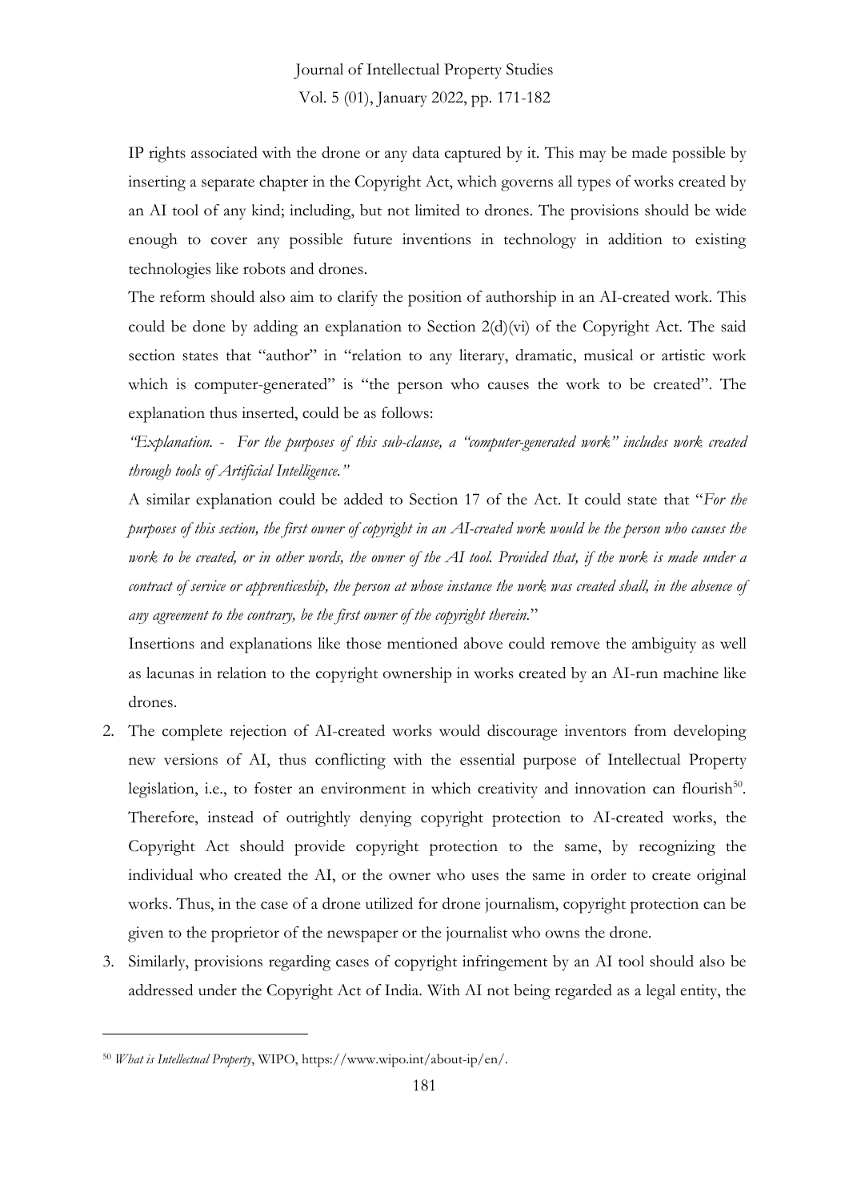IP rights associated with the drone or any data captured by it. This may be made possible by inserting a separate chapter in the Copyright Act, which governs all types of works created by an AI tool of any kind; including, but not limited to drones. The provisions should be wide enough to cover any possible future inventions in technology in addition to existing technologies like robots and drones.

The reform should also aim to clarify the position of authorship in an AI-created work. This could be done by adding an explanation to Section 2(d)(vi) of the Copyright Act. The said section states that "author" in "relation to any literary, dramatic, musical or artistic work which is computer-generated" is "the person who causes the work to be created". The explanation thus inserted, could be as follows:

*"Explanation. - For the purposes of this sub-clause, a "computer-generated work" includes work created through tools of Artificial Intelligence."*

A similar explanation could be added to Section 17 of the Act. It could state that "*For the purposes of this section, the first owner of copyright in an AI-created work would be the person who causes the work to be created, or in other words, the owner of the AI tool. Provided that, if the work is made under a contract of service or apprenticeship, the person at whose instance the work was created shall, in the absence of any agreement to the contrary, be the first owner of the copyright therein.*"

Insertions and explanations like those mentioned above could remove the ambiguity as well as lacunas in relation to the copyright ownership in works created by an AI-run machine like drones.

2. The complete rejection of AI-created works would discourage inventors from developing new versions of AI, thus conflicting with the essential purpose of Intellectual Property legislation, i.e., to foster an environment in which creativity and innovation can flourish[50]. Therefore, instead of outrightly denying copyright protection to AI-created works, the Copyright Act should provide copyright protection to the same, by recognizing the individual who created the AI, or the owner who uses the same in order to create original works. Thus, in the case of a drone utilized for drone journalism, copyright protection can be given to the proprietor of the newspaper or the journalist who owns the drone.
3. Similarly, provisions regarding cases of copyright infringement by an AI tool should also be addressed under the Copyright Act of India. With AI not being regarded as a legal entity, the

---

[50] *What is Intellectual Property*, WIPO, https://www.wipo.int/about-ip/en/.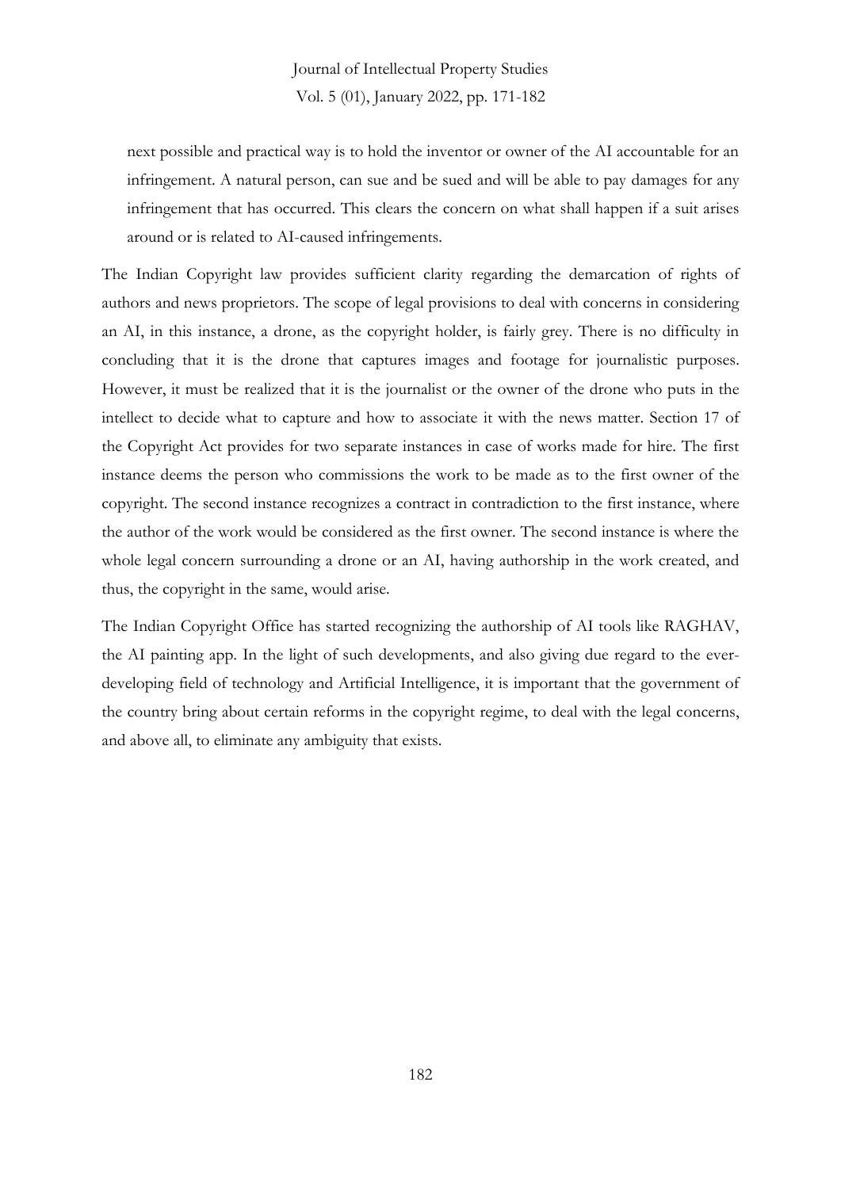next possible and practical way is to hold the inventor or owner of the AI accountable for an infringement. A natural person, can sue and be sued and will be able to pay damages for any infringement that has occurred. This clears the concern on what shall happen if a suit arises around or is related to AI-caused infringements.

The Indian Copyright law provides sufficient clarity regarding the demarcation of rights of authors and news proprietors. The scope of legal provisions to deal with concerns in considering an AI, in this instance, a drone, as the copyright holder, is fairly grey. There is no difficulty in concluding that it is the drone that captures images and footage for journalistic purposes. However, it must be realized that it is the journalist or the owner of the drone who puts in the intellect to decide what to capture and how to associate it with the news matter. Section 17 of the Copyright Act provides for two separate instances in case of works made for hire. The first instance deems the person who commissions the work to be made as to the first owner of the copyright. The second instance recognizes a contract in contradiction to the first instance, where the author of the work would be considered as the first owner. The second instance is where the whole legal concern surrounding a drone or an AI, having authorship in the work created, and thus, the copyright in the same, would arise.

The Indian Copyright Office has started recognizing the authorship of AI tools like RAGHAV, the AI painting app. In the light of such developments, and also giving due regard to the ever-developing field of technology and Artificial Intelligence, it is important that the government of the country bring about certain reforms in the copyright regime, to deal with the legal concerns, and above all, to eliminate any ambiguity that exists.